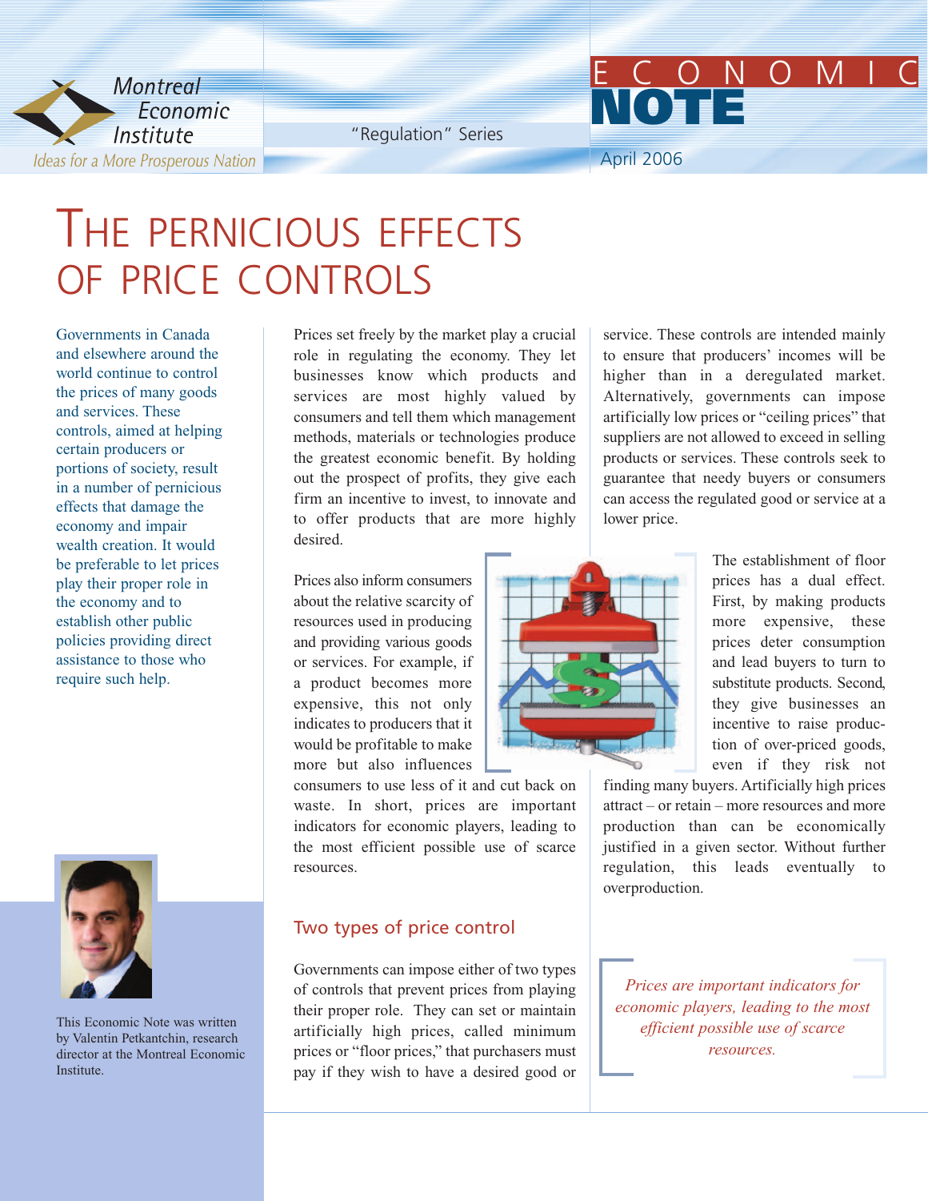Montreal Economic Institute

*Ideas for a More Prosperous Nation*

"Regulation" Series

ECONOMIC NOTE

April 2006

# THE PERNICIOUS EFFECTS OF PRICE CONTROLS

Governments in Canada and elsewhere around the world continue to control the prices of many goods and services. These controls, aimed at helping certain producers or portions of society, result in a number of pernicious effects that damage the economy and impair wealth creation. It would be preferable to let prices play their proper role in the economy and to establish other public policies providing direct assistance to those who require such help.

This Economic Note was written by Valentin Petkantchin, research director at the Montreal Economic Institute.

Prices set freely by the market play a crucial role in regulating the economy. They let businesses know which products and services are most highly valued by consumers and tell them which management methods, materials or technologies produce the greatest economic benefit. By holding out the prospect of profits, they give each firm an incentive to invest, to innovate and to offer products that are more highly desired.

Prices also inform consumers about the relative scarcity of resources used in producing and providing various goods or services. For example, if a product becomes more expensive, this not only indicates to producers that it would be profitable to make more but also influences consumers to use less of it and cut back on waste. In short, prices are important indicators for economic players, leading to the most efficient possible use of scarce resources.

## Two types of price control

Governments can impose either of two types of controls that prevent prices from playing their proper role. They can set or maintain artificially high prices, called minimum prices or "floor prices," that purchasers must pay if they wish to have a desired good or service. These controls are intended mainly to ensure that producers' incomes will be higher than in a deregulated market. Alternatively, governments can impose artificially low prices or "ceiling prices" that suppliers are not allowed to exceed in selling products or services. These controls seek to guarantee that needy buyers or consumers can access the regulated good or service at a lower price.

The establishment of floor prices has a dual effect. First, by making products more expensive, these prices deter consumption and lead buyers to turn to substitute products. Second, they give businesses an incentive to raise production of over-priced goods, even if they risk not finding many buyers. Artificially high prices attract – or retain – more resources and more production than can be economically justified in a given sector. Without further regulation, this leads eventually to overproduction.

*Prices are important indicators for economic players, leading to the most efficient possible use of scarce resources.*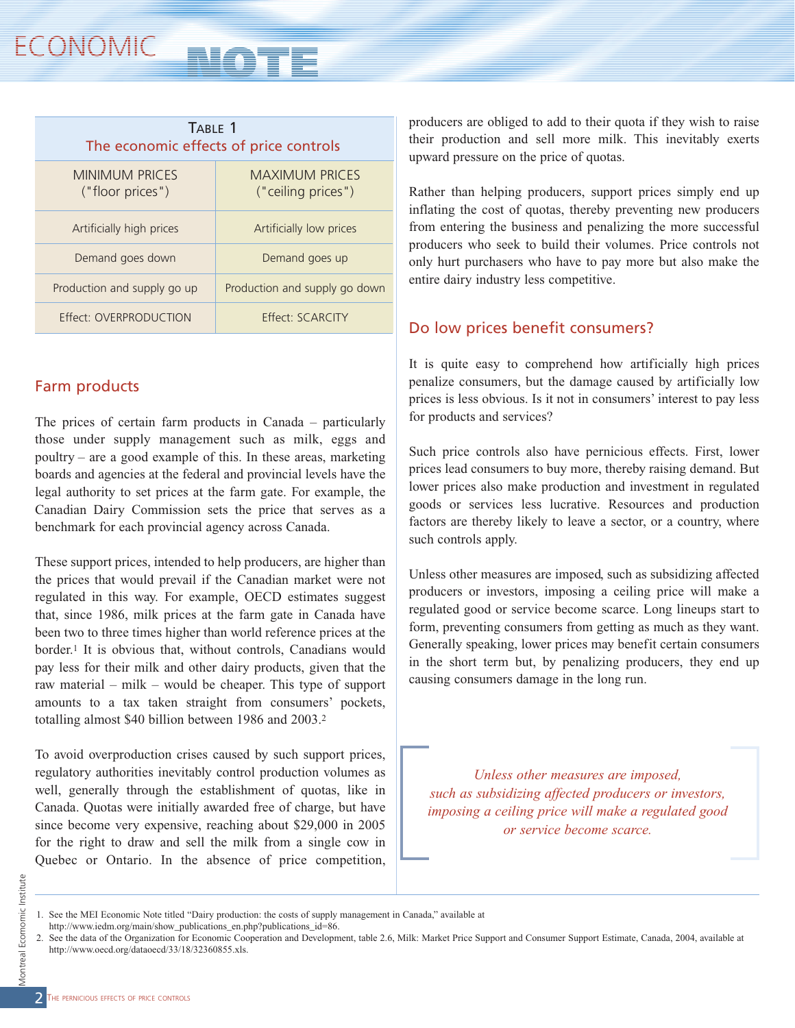**Table 1**
The economic effects of price controls

| MINIMUM PRICES ("floor prices") | MAXIMUM PRICES ("ceiling prices") |
|---|---|
| Artificially high prices | Artificially low prices |
| Demand goes down | Demand goes up |
| Production and supply go up | Production and supply go down |
| Effect: OVERPRODUCTION | Effect: SCARCITY |

## Farm products

The prices of certain farm products in Canada – particularly those under supply management such as milk, eggs and poultry – are a good example of this. In these areas, marketing boards and agencies at the federal and provincial levels have the legal authority to set prices at the farm gate. For example, the Canadian Dairy Commission sets the price that serves as a benchmark for each provincial agency across Canada.

These support prices, intended to help producers, are higher than the prices that would prevail if the Canadian market were not regulated in this way. For example, OECD estimates suggest that, since 1986, milk prices at the farm gate in Canada have been two to three times higher than world reference prices at the border.[1] It is obvious that, without controls, Canadians would pay less for their milk and other dairy products, given that the raw material – milk – would be cheaper. This type of support amounts to a tax taken straight from consumers' pockets, totalling almost $40 billion between 1986 and 2003.[2]

To avoid overproduction crises caused by such support prices, regulatory authorities inevitably control production volumes as well, generally through the establishment of quotas, like in Canada. Quotas were initially awarded free of charge, but have since become very expensive, reaching about $29,000 in 2005 for the right to draw and sell the milk from a single cow in Quebec or Ontario. In the absence of price competition, producers are obliged to add to their quota if they wish to raise their production and sell more milk. This inevitably exerts upward pressure on the price of quotas.

Rather than helping producers, support prices simply end up inflating the cost of quotas, thereby preventing new producers from entering the business and penalizing the more successful producers who seek to build their volumes. Price controls not only hurt purchasers who have to pay more but also make the entire dairy industry less competitive.

## Do low prices benefit consumers?

It is quite easy to comprehend how artificially high prices penalize consumers, but the damage caused by artificially low prices is less obvious. Is it not in consumers' interest to pay less for products and services?

Such price controls also have pernicious effects. First, lower prices lead consumers to buy more, thereby raising demand. But lower prices also make production and investment in regulated goods or services less lucrative. Resources and production factors are thereby likely to leave a sector, or a country, where such controls apply.

Unless other measures are imposed, such as subsidizing affected producers or investors, imposing a ceiling price will make a regulated good or service become scarce. Long lineups start to form, preventing consumers from getting as much as they want. Generally speaking, lower prices may benefit certain consumers in the short term but, by penalizing producers, they end up causing consumers damage in the long run.

> *Unless other measures are imposed, such as subsidizing affected producers or investors, imposing a ceiling price will make a regulated good or service become scarce.*

---

1. See the MEI Economic Note titled "Dairy production: the costs of supply management in Canada," available at http://www.iedm.org/main/show_publications_en.php?publications_id=86.
2. See the data of the Organization for Economic Cooperation and Development, table 2.6, Milk: Market Price Support and Consumer Support Estimate, Canada, 2004, available at http://www.oecd.org/dataoecd/33/18/32360855.xls.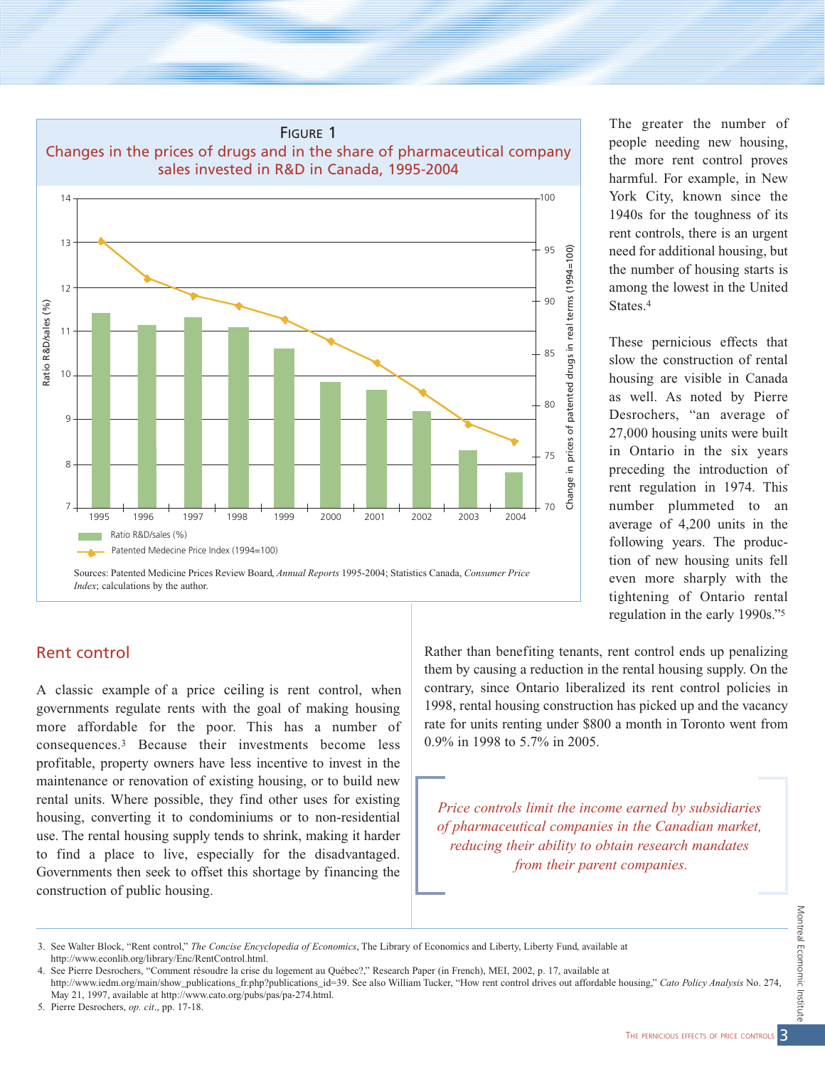FIGURE 1

Changes in the prices of drugs and in the share of pharmaceutical company sales invested in R&D in Canada, 1995-2004

Sources: Patented Medicine Prices Review Board, *Annual Reports* 1995-2004; Statistics Canada, *Consumer Price Index*; calculations by the author.

The greater the number of people needing new housing, the more rent control proves harmful. For example, in New York City, known since the 1940s for the toughness of its rent controls, there is an urgent need for additional housing, but the number of housing starts is among the lowest in the United States.[4]

These pernicious effects that slow the construction of rental housing are visible in Canada as well. As noted by Pierre Desrochers, "an average of 27,000 housing units were built in Ontario in the six years preceding the introduction of rent regulation in 1974. This number plummeted to an average of 4,200 units in the following years. The production of new housing units fell even more sharply with the tightening of Ontario rental regulation in the early 1990s."[5]

## Rent control

A classic example of a price ceiling is rent control, when governments regulate rents with the goal of making housing more affordable for the poor. This has a number of consequences.[3] Because their investments become less profitable, property owners have less incentive to invest in the maintenance or renovation of existing housing, or to build new rental units. Where possible, they find other uses for existing housing, converting it to condominiums or to non-residential use. The rental housing supply tends to shrink, making it harder to find a place to live, especially for the disadvantaged. Governments then seek to offset this shortage by financing the construction of public housing.

Rather than benefiting tenants, rent control ends up penalizing them by causing a reduction in the rental housing supply. On the contrary, since Ontario liberalized its rent control policies in 1998, rental housing construction has picked up and the vacancy rate for units renting under $800 a month in Toronto went from 0.9% in 1998 to 5.7% in 2005.

> *Price controls limit the income earned by subsidiaries of pharmaceutical companies in the Canadian market, reducing their ability to obtain research mandates from their parent companies.*

3. See Walter Block, "Rent control," *The Concise Encyclopedia of Economics*, The Library of Economics and Liberty, Liberty Fund, available at http://www.econlib.org/library/Enc/RentControl.html.
4. See Pierre Desrochers, "Comment résoudre la crise du logement au Québec?," Research Paper (in French), MEI, 2002, p. 17, available at http://www.iedm.org/main/show_publications_fr.php?publications_id=39. See also William Tucker, "How rent control drives out affordable housing," *Cato Policy Analysis* No. 274, May 21, 1997, available at http://www.cato.org/pubs/pas/pa-274.html.
5. Pierre Desrochers, *op. cit.*, pp. 17-18.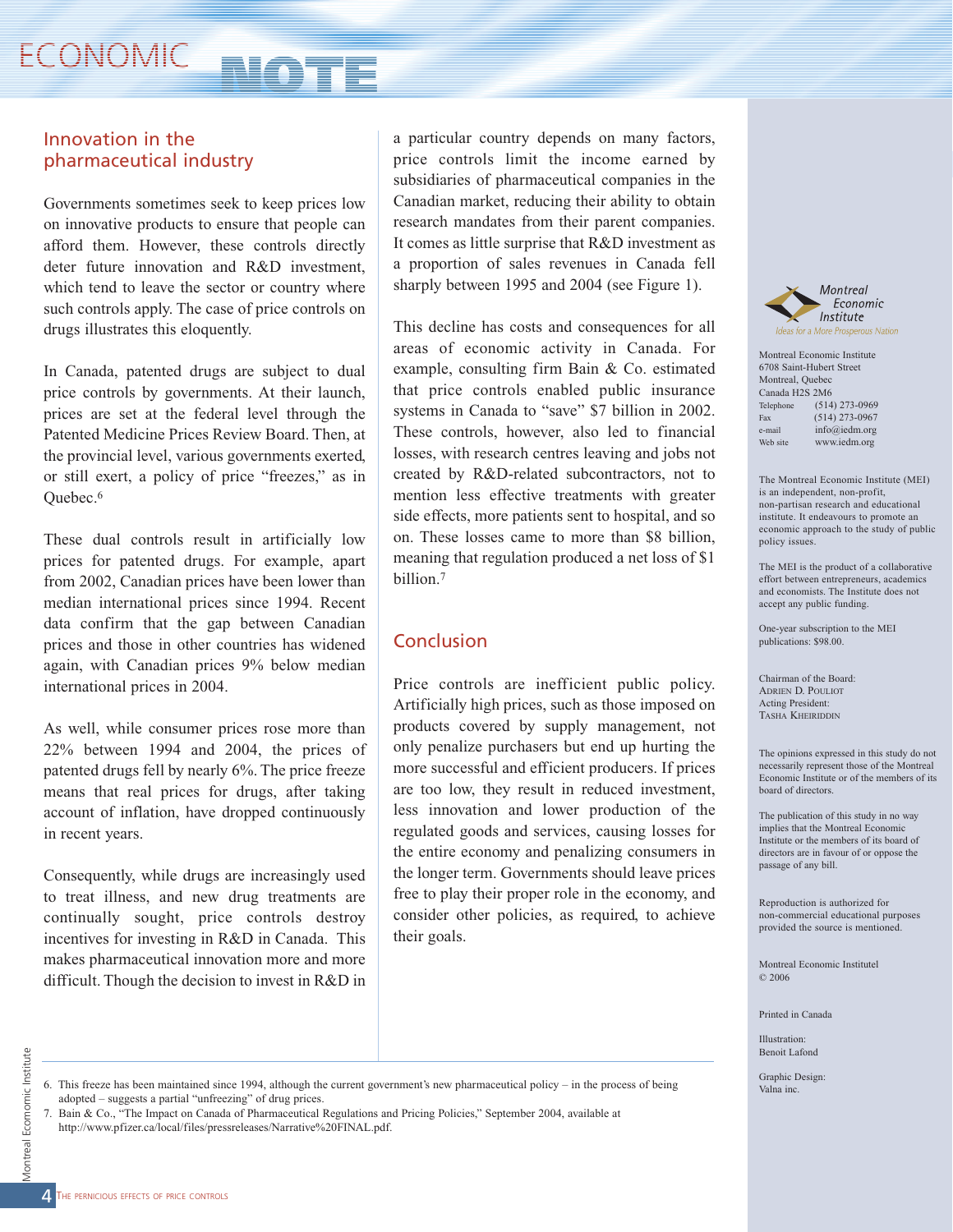## Innovation in the pharmaceutical industry

Governments sometimes seek to keep prices low on innovative products to ensure that people can afford them. However, these controls directly deter future innovation and R&D investment, which tend to leave the sector or country where such controls apply. The case of price controls on drugs illustrates this eloquently.

In Canada, patented drugs are subject to dual price controls by governments. At their launch, prices are set at the federal level through the Patented Medicine Prices Review Board. Then, at the provincial level, various governments exerted, or still exert, a policy of price "freezes," as in Quebec.[6]

These dual controls result in artificially low prices for patented drugs. For example, apart from 2002, Canadian prices have been lower than median international prices since 1994. Recent data confirm that the gap between Canadian prices and those in other countries has widened again, with Canadian prices 9% below median international prices in 2004.

As well, while consumer prices rose more than 22% between 1994 and 2004, the prices of patented drugs fell by nearly 6%. The price freeze means that real prices for drugs, after taking account of inflation, have dropped continuously in recent years.

Consequently, while drugs are increasingly used to treat illness, and new drug treatments are continually sought, price controls destroy incentives for investing in R&D in Canada. This makes pharmaceutical innovation more and more difficult. Though the decision to invest in R&D in a particular country depends on many factors, price controls limit the income earned by subsidiaries of pharmaceutical companies in the Canadian market, reducing their ability to obtain research mandates from their parent companies. It comes as little surprise that R&D investment as a proportion of sales revenues in Canada fell sharply between 1995 and 2004 (see Figure 1).

This decline has costs and consequences for all areas of economic activity in Canada. For example, consulting firm Bain & Co. estimated that price controls enabled public insurance systems in Canada to "save" $7 billion in 2002. These controls, however, also led to financial losses, with research centres leaving and jobs not created by R&D-related subcontractors, not to mention less effective treatments with greater side effects, more patients sent to hospital, and so on. These losses came to more than $8 billion, meaning that regulation produced a net loss of $1 billion.[7]

## Conclusion

Price controls are inefficient public policy. Artificially high prices, such as those imposed on products covered by supply management, not only penalize purchasers but end up hurting the more successful and efficient producers. If prices are too low, they result in reduced investment, less innovation and lower production of the regulated goods and services, causing losses for the entire economy and penalizing consumers in the longer term. Governments should leave prices free to play their proper role in the economy, and consider other policies, as required, to achieve their goals.

---

6. This freeze has been maintained since 1994, although the current government's new pharmaceutical policy – in the process of being adopted – suggests a partial "unfreezing" of drug prices.
7. Bain & Co., "The Impact on Canada of Pharmaceutical Regulations and Pricing Policies," September 2004, available at http://www.pfizer.ca/local/files/pressreleases/Narrative%20FINAL.pdf.

---

Montreal Economic Institute
Ideas for a More Prosperous Nation

Montreal Economic Institute
6708 Saint-Hubert Street
Montreal, Quebec
Canada H2S 2M6
Telephone (514) 273-0969
Fax (514) 273-0967
e-mail info@iedm.org
Web site www.iedm.org

The Montreal Economic Institute (MEI) is an independent, non-profit, non-partisan research and educational institute. It endeavours to promote an economic approach to the study of public policy issues.

The MEI is the product of a collaborative effort between entrepreneurs, academics and economists. The Institute does not accept any public funding.

One-year subscription to the MEI publications: $98.00.

Chairman of the Board:
Adrien D. Pouliot
Acting President:
Tasha Kheiriddin

The opinions expressed in this study do not necessarily represent those of the Montreal Economic Institute or of the members of its board of directors.

The publication of this study in no way implies that the Montreal Economic Institute or the members of its board of directors are in favour of or oppose the passage of any bill.

Reproduction is authorized for non-commercial educational purposes provided the source is mentioned.

Montreal Economic Institutel
© 2006

Printed in Canada

Illustration:
Benoit Lafond

Graphic Design:
Valna inc.